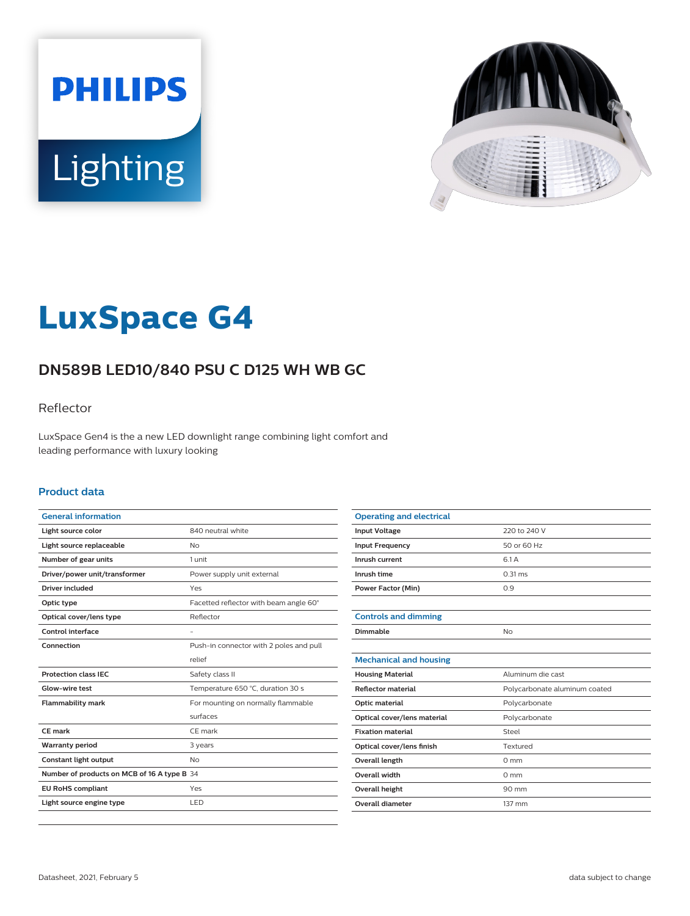# LuxSpace G4

## DN589B LED10/840 PSU C D125 WH WB GC

Reflector

LuxSpace Gen4 is the a new LED downlight range combining light comfort and leading performance with luxury looking

### Product data

| General information | |
|---|---|
| Light source color | 840 neutral white |
| Light source replaceable | No |
| Number of gear units | 1 unit |
| Driver/power unit/transformer | Power supply unit external |
| Driver included | Yes |
| Optic type | Facetted reflector with beam angle 60° |
| Optical cover/lens type | Reflector |
| Control interface | - |
| Connection | Push-in connector with 2 poles and pull relief |
| Protection class IEC | Safety class II |
| Glow-wire test | Temperature 650 °C, duration 30 s |
| Flammability mark | For mounting on normally flammable surfaces |
| CE mark | CE mark |
| Warranty period | 3 years |
| Constant light output | No |
| Number of products on MCB of 16 A type B | 34 |
| EU RoHS compliant | Yes |
| Light source engine type | LED |

| Operating and electrical | |
|---|---|
| Input Voltage | 220 to 240 V |
| Input Frequency | 50 or 60 Hz |
| Inrush current | 6.1 A |
| Inrush time | 0.31 ms |
| Power Factor (Min) | 0.9 |

| Controls and dimming | |
|---|---|
| Dimmable | No |

| Mechanical and housing | |
|---|---|
| Housing Material | Aluminum die cast |
| Reflector material | Polycarbonate aluminum coated |
| Optic material | Polycarbonate |
| Optical cover/lens material | Polycarbonate |
| Fixation material | Steel |
| Optical cover/lens finish | Textured |
| Overall length | 0 mm |
| Overall width | 0 mm |
| Overall height | 90 mm |
| Overall diameter | 137 mm |

Datasheet, 2021, February 5

data subject to change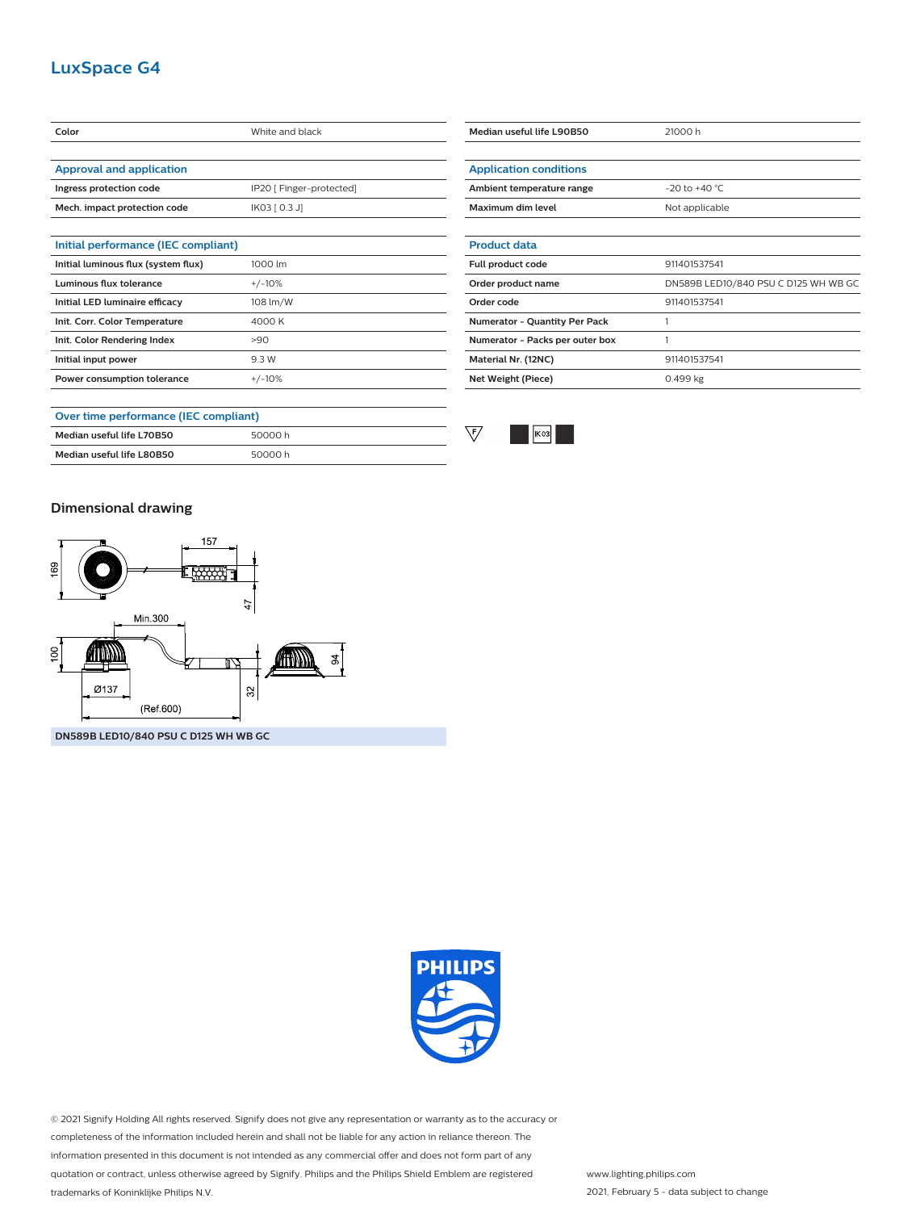# LuxSpace G4

| | |
|---|---|
| Color | White and black |

## Approval and application

| | |
|---|---|
| Ingress protection code | IP20 [ Finger-protected] |
| Mech. impact protection code | IK03 [ 0.3 J] |

## Initial performance (IEC compliant)

| | |
|---|---|
| Initial luminous flux (system flux) | 1000 lm |
| Luminous flux tolerance | +/-10% |
| Initial LED luminaire efficacy | 108 lm/W |
| Init. Corr. Color Temperature | 4000 K |
| Init. Color Rendering Index | >90 |
| Initial input power | 9.3 W |
| Power consumption tolerance | +/-10% |

## Over time performance (IEC compliant)

| | |
|---|---|
| Median useful life L70B50 | 50000 h |
| Median useful life L80B50 | 50000 h |
| Median useful life L90B50 | 21000 h |

## Application conditions

| | |
|---|---|
| Ambient temperature range | -20 to +40 °C |
| Maximum dim level | Not applicable |

## Product data

| | |
|---|---|
| Full product code | 911401537541 |
| Order product name | DN589B LED10/840 PSU C D125 WH WB GC |
| Order code | 911401537541 |
| Numerator - Quantity Per Pack | 1 |
| Numerator - Packs per outer box | 1 |
| Material Nr. (12NC) | 911401537541 |
| Net Weight (Piece) | 0.499 kg |

F

IK03

## Dimensional drawing

157

169

47

Min.300

100

Ø137

32

94

(Ref.600)

DN589B LED10/840 PSU C D125 WH WB GC

PHILIPS

© 2021 Signify Holding All rights reserved. Signify does not give any representation or warranty as to the accuracy or completeness of the information included herein and shall not be liable for any action in reliance thereon. The information presented in this document is not intended as any commercial offer and does not form part of any quotation or contract, unless otherwise agreed by Signify. Philips and the Philips Shield Emblem are registered trademarks of Koninklijke Philips N.V.

www.lighting.philips.com

2021, February 5 - data subject to change